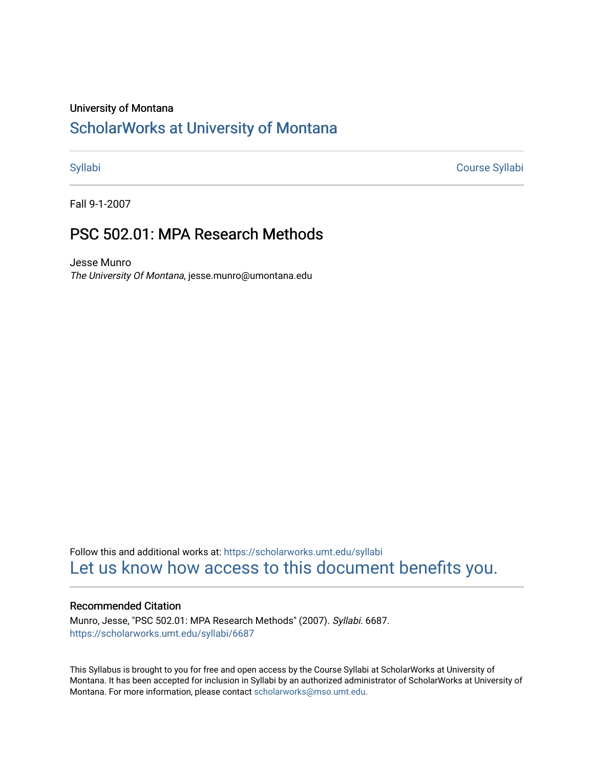University of Montana

# ScholarWorks at University of Montana

Syllabi | Course Syllabi

Fall 9-1-2007

## PSC 502.01: MPA Research Methods

Jesse Munro
*The University Of Montana*, jesse.munro@umontana.edu

Follow this and additional works at: https://scholarworks.umt.edu/syllabi
Let us know how access to this document benefits you.

### Recommended Citation

Munro, Jesse, "PSC 502.01: MPA Research Methods" (2007). *Syllabi*. 6687.
https://scholarworks.umt.edu/syllabi/6687

This Syllabus is brought to you for free and open access by the Course Syllabi at ScholarWorks at University of Montana. It has been accepted for inclusion in Syllabi by an authorized administrator of ScholarWorks at University of Montana. For more information, please contact scholarworks@mso.umt.edu.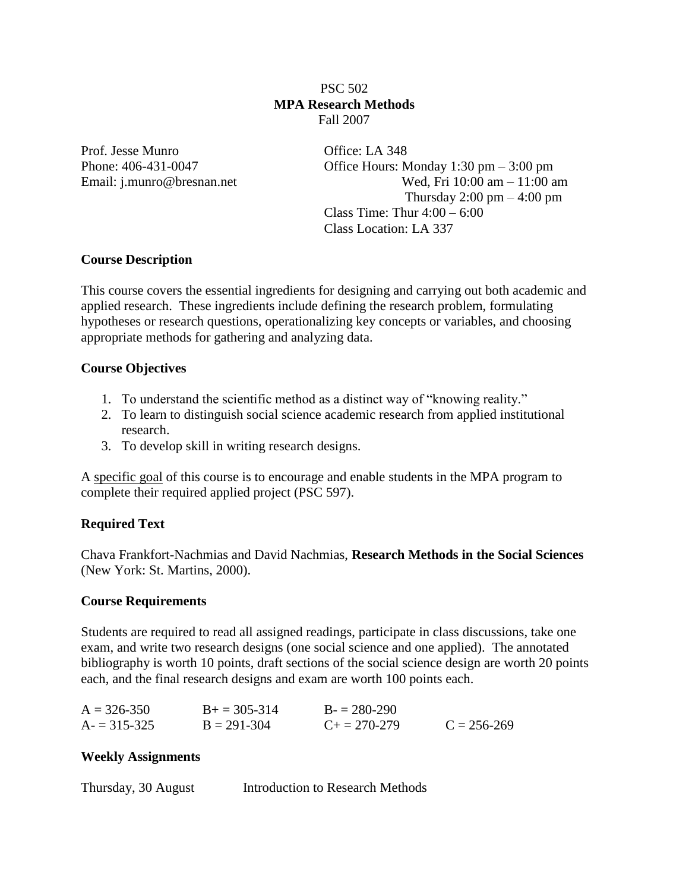PSC 502
**MPA Research Methods**
Fall 2007

Prof. Jesse Munro
Phone: 406-431-0047
Email: j.munro@bresnan.net

Office: LA 348
Office Hours: Monday 1:30 pm – 3:00 pm
Wed, Fri 10:00 am – 11:00 am
Thursday 2:00 pm – 4:00 pm
Class Time: Thur 4:00 – 6:00
Class Location: LA 337

**Course Description**

This course covers the essential ingredients for designing and carrying out both academic and applied research. These ingredients include defining the research problem, formulating hypotheses or research questions, operationalizing key concepts or variables, and choosing appropriate methods for gathering and analyzing data.

**Course Objectives**

1. To understand the scientific method as a distinct way of "knowing reality."
2. To learn to distinguish social science academic research from applied institutional research.
3. To develop skill in writing research designs.

A specific goal of this course is to encourage and enable students in the MPA program to complete their required applied project (PSC 597).

**Required Text**

Chava Frankfort-Nachmias and David Nachmias, **Research Methods in the Social Sciences** (New York: St. Martins, 2000).

**Course Requirements**

Students are required to read all assigned readings, participate in class discussions, take one exam, and write two research designs (one social science and one applied). The annotated bibliography is worth 10 points, draft sections of the social science design are worth 20 points each, and the final research designs and exam are worth 100 points each.

| | | | |
|---|---|---|---|
| A = 326-350 | B+ = 305-314 | B- = 280-290 | |
| A- = 315-325 | B = 291-304 | C+ = 270-279 | C = 256-269 |

**Weekly Assignments**

Thursday, 30 August — Introduction to Research Methods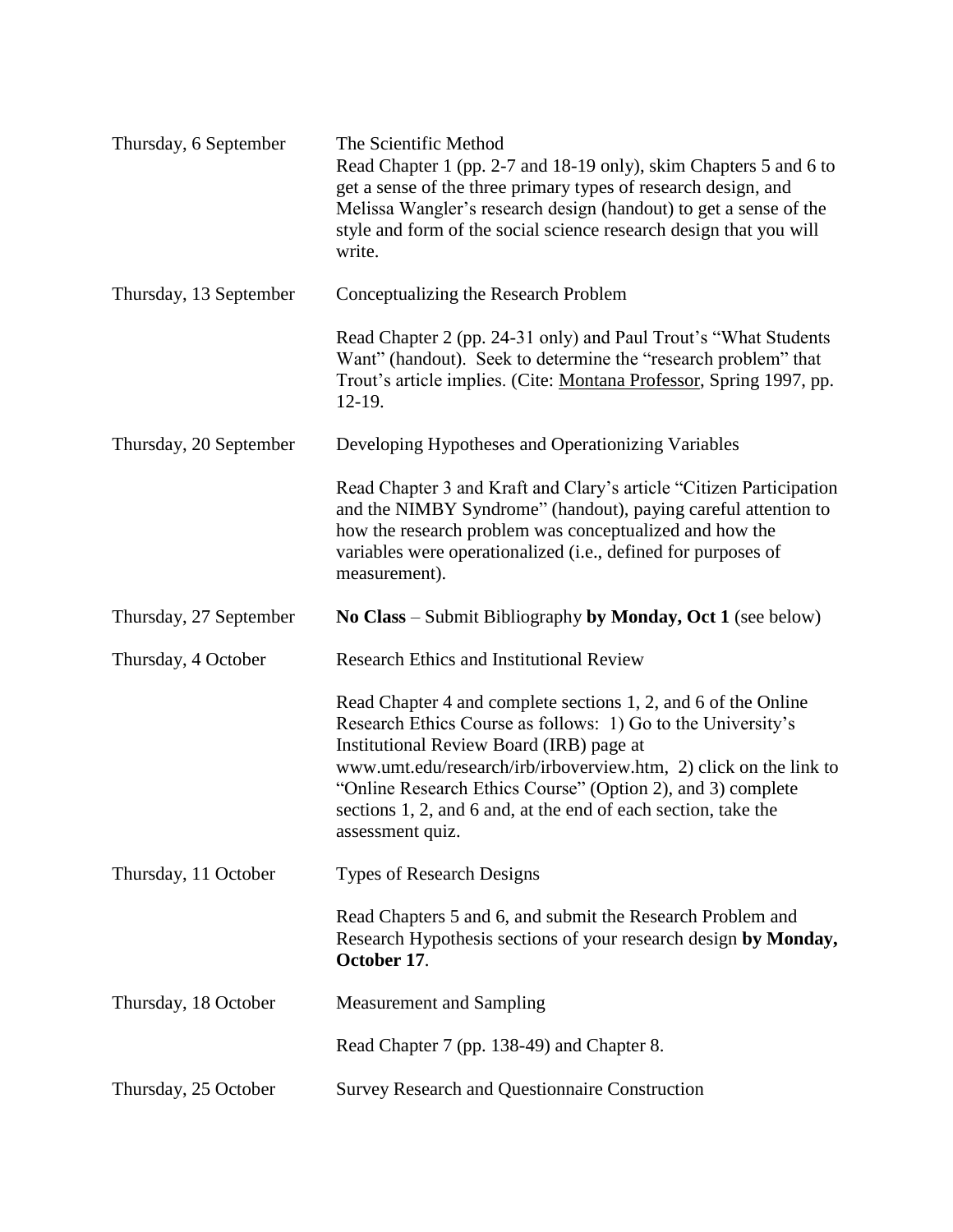Thursday, 6 September — The Scientific Method

Read Chapter 1 (pp. 2-7 and 18-19 only), skim Chapters 5 and 6 to get a sense of the three primary types of research design, and Melissa Wangler's research design (handout) to get a sense of the style and form of the social science research design that you will write.

Thursday, 13 September — Conceptualizing the Research Problem

Read Chapter 2 (pp. 24-31 only) and Paul Trout's "What Students Want" (handout). Seek to determine the "research problem" that Trout's article implies. (Cite: <u>Montana Professor</u>, Spring 1997, pp. 12-19.

Thursday, 20 September — Developing Hypotheses and Operationizing Variables

Read Chapter 3 and Kraft and Clary's article "Citizen Participation and the NIMBY Syndrome" (handout), paying careful attention to how the research problem was conceptualized and how the variables were operationalized (i.e., defined for purposes of measurement).

Thursday, 27 September — **No Class** – Submit Bibliography **by Monday, Oct 1** (see below)

Thursday, 4 October — Research Ethics and Institutional Review

Read Chapter 4 and complete sections 1, 2, and 6 of the Online Research Ethics Course as follows: 1) Go to the University's Institutional Review Board (IRB) page at www.umt.edu/research/irb/irboverview.htm, 2) click on the link to "Online Research Ethics Course" (Option 2), and 3) complete sections 1, 2, and 6 and, at the end of each section, take the assessment quiz.

Thursday, 11 October — Types of Research Designs

Read Chapters 5 and 6, and submit the Research Problem and Research Hypothesis sections of your research design **by Monday, October 17**.

Thursday, 18 October — Measurement and Sampling

Read Chapter 7 (pp. 138-49) and Chapter 8.

Thursday, 25 October — Survey Research and Questionnaire Construction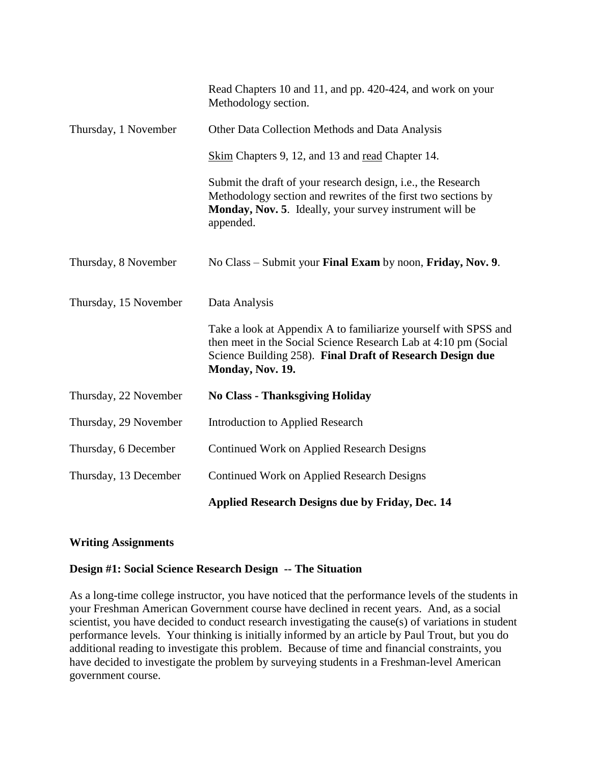| | |
|---|---|
| | Read Chapters 10 and 11, and pp. 420-424, and work on your Methodology section. |
| Thursday, 1 November | Other Data Collection Methods and Data Analysis |
| | Skim Chapters 9, 12, and 13 and read Chapter 14. |
| | Submit the draft of your research design, i.e., the Research Methodology section and rewrites of the first two sections by **Monday, Nov. 5**. Ideally, your survey instrument will be appended. |
| Thursday, 8 November | No Class – Submit your **Final Exam** by noon, **Friday, Nov. 9**. |
| Thursday, 15 November | Data Analysis |
| | Take a look at Appendix A to familiarize yourself with SPSS and then meet in the Social Science Research Lab at 4:10 pm (Social Science Building 258). **Final Draft of Research Design due Monday, Nov. 19.** |
| Thursday, 22 November | **No Class - Thanksgiving Holiday** |
| Thursday, 29 November | Introduction to Applied Research |
| Thursday, 6 December | Continued Work on Applied Research Designs |
| Thursday, 13 December | Continued Work on Applied Research Designs |
| | **Applied Research Designs due by Friday, Dec. 14** |

## Writing Assignments

### Design #1: Social Science Research Design -- The Situation

As a long-time college instructor, you have noticed that the performance levels of the students in your Freshman American Government course have declined in recent years. And, as a social scientist, you have decided to conduct research investigating the cause(s) of variations in student performance levels. Your thinking is initially informed by an article by Paul Trout, but you do additional reading to investigate this problem. Because of time and financial constraints, you have decided to investigate the problem by surveying students in a Freshman-level American government course.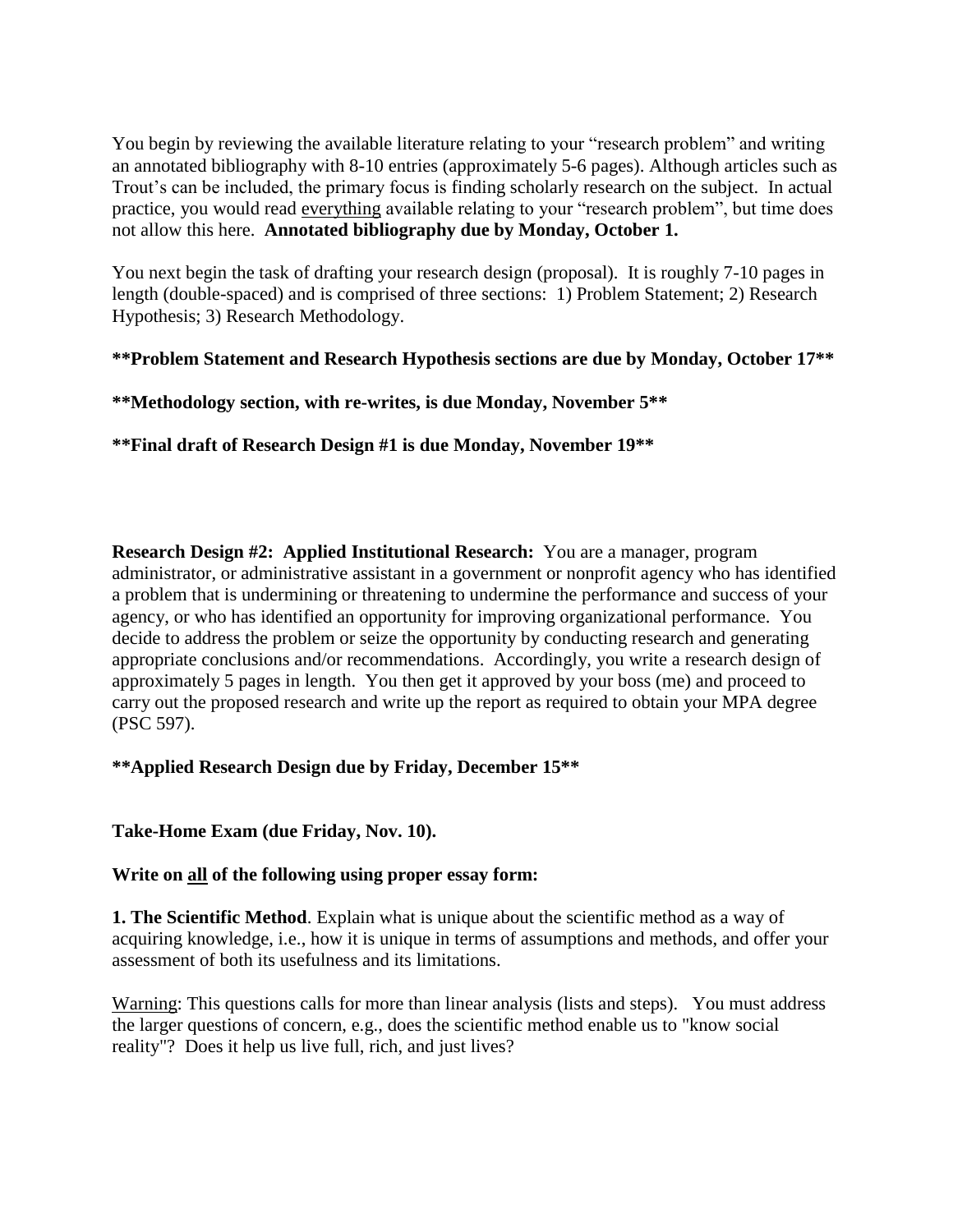You begin by reviewing the available literature relating to your "research problem" and writing an annotated bibliography with 8-10 entries (approximately 5-6 pages). Although articles such as Trout's can be included, the primary focus is finding scholarly research on the subject. In actual practice, you would read <u>everything</u> available relating to your "research problem", but time does not allow this here. **Annotated bibliography due by Monday, October 1.**

You next begin the task of drafting your research design (proposal). It is roughly 7-10 pages in length (double-spaced) and is comprised of three sections: 1) Problem Statement; 2) Research Hypothesis; 3) Research Methodology.

**\*\*Problem Statement and Research Hypothesis sections are due by Monday, October 17\*\***

**\*\*Methodology section, with re-writes, is due Monday, November 5\*\***

**\*\*Final draft of Research Design #1 is due Monday, November 19\*\***

**Research Design #2: Applied Institutional Research:** You are a manager, program administrator, or administrative assistant in a government or nonprofit agency who has identified a problem that is undermining or threatening to undermine the performance and success of your agency, or who has identified an opportunity for improving organizational performance. You decide to address the problem or seize the opportunity by conducting research and generating appropriate conclusions and/or recommendations. Accordingly, you write a research design of approximately 5 pages in length. You then get it approved by your boss (me) and proceed to carry out the proposed research and write up the report as required to obtain your MPA degree (PSC 597).

**\*\*Applied Research Design due by Friday, December 15\*\***

**Take-Home Exam (due Friday, Nov. 10).**

**Write on <u>all</u> of the following using proper essay form:**

**1. The Scientific Method**. Explain what is unique about the scientific method as a way of acquiring knowledge, i.e., how it is unique in terms of assumptions and methods, and offer your assessment of both its usefulness and its limitations.

<u>Warning</u>: This questions calls for more than linear analysis (lists and steps). You must address the larger questions of concern, e.g., does the scientific method enable us to "know social reality"? Does it help us live full, rich, and just lives?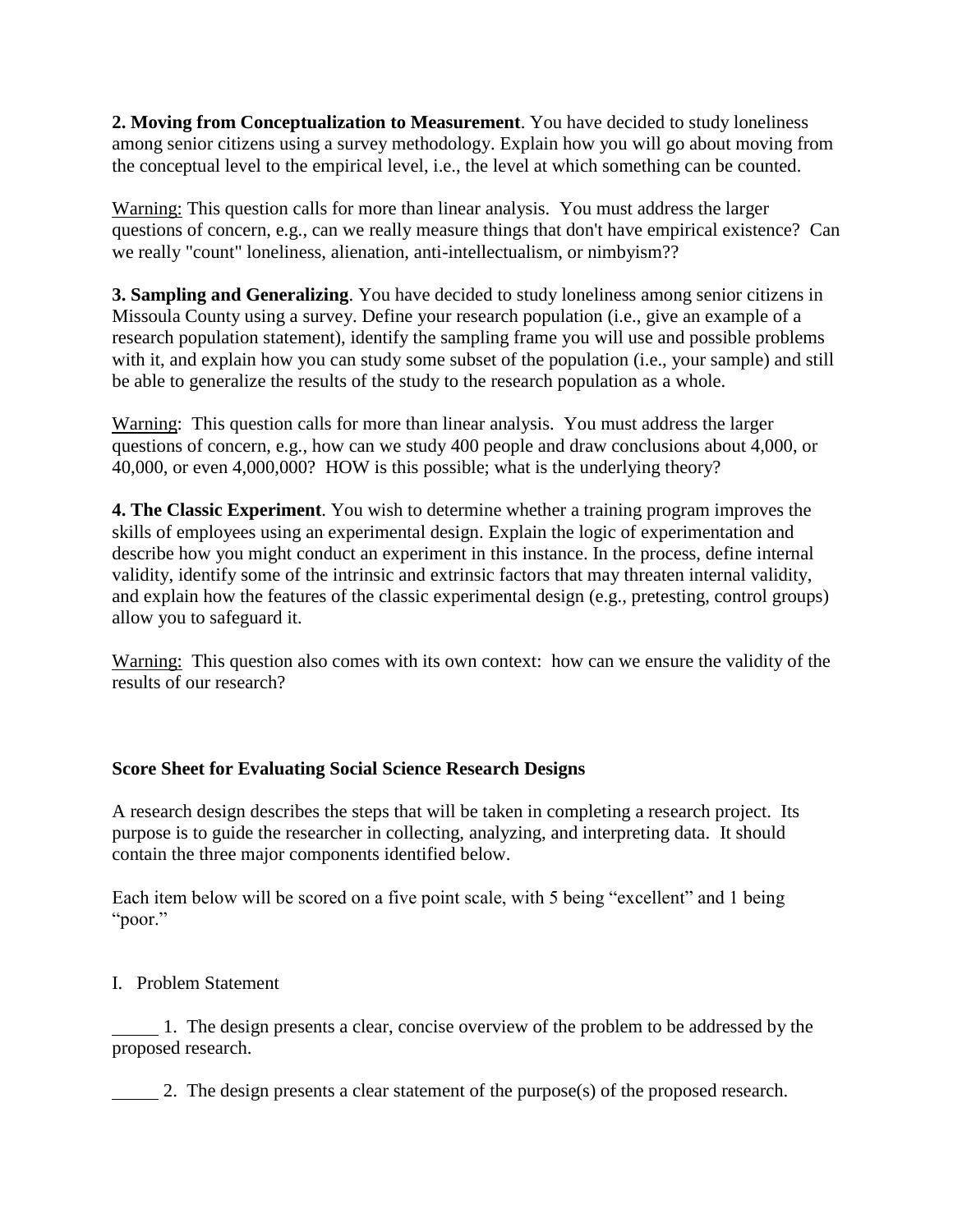**2. Moving from Conceptualization to Measurement**. You have decided to study loneliness among senior citizens using a survey methodology. Explain how you will go about moving from the conceptual level to the empirical level, i.e., the level at which something can be counted.

<u>Warning:</u> This question calls for more than linear analysis. You must address the larger questions of concern, e.g., can we really measure things that don't have empirical existence? Can we really "count" loneliness, alienation, anti-intellectualism, or nimbyism??

**3. Sampling and Generalizing**. You have decided to study loneliness among senior citizens in Missoula County using a survey. Define your research population (i.e., give an example of a research population statement), identify the sampling frame you will use and possible problems with it, and explain how you can study some subset of the population (i.e., your sample) and still be able to generalize the results of the study to the research population as a whole.

<u>Warning</u>: This question calls for more than linear analysis. You must address the larger questions of concern, e.g., how can we study 400 people and draw conclusions about 4,000, or 40,000, or even 4,000,000? HOW is this possible; what is the underlying theory?

**4. The Classic Experiment**. You wish to determine whether a training program improves the skills of employees using an experimental design. Explain the logic of experimentation and describe how you might conduct an experiment in this instance. In the process, define internal validity, identify some of the intrinsic and extrinsic factors that may threaten internal validity, and explain how the features of the classic experimental design (e.g., pretesting, control groups) allow you to safeguard it.

<u>Warning:</u> This question also comes with its own context: how can we ensure the validity of the results of our research?

## Score Sheet for Evaluating Social Science Research Designs

A research design describes the steps that will be taken in completing a research project. Its purpose is to guide the researcher in collecting, analyzing, and interpreting data. It should contain the three major components identified below.

Each item below will be scored on a five point scale, with 5 being "excellent" and 1 being "poor."

I. Problem Statement

_____ 1. The design presents a clear, concise overview of the problem to be addressed by the proposed research.

_____ 2. The design presents a clear statement of the purpose(s) of the proposed research.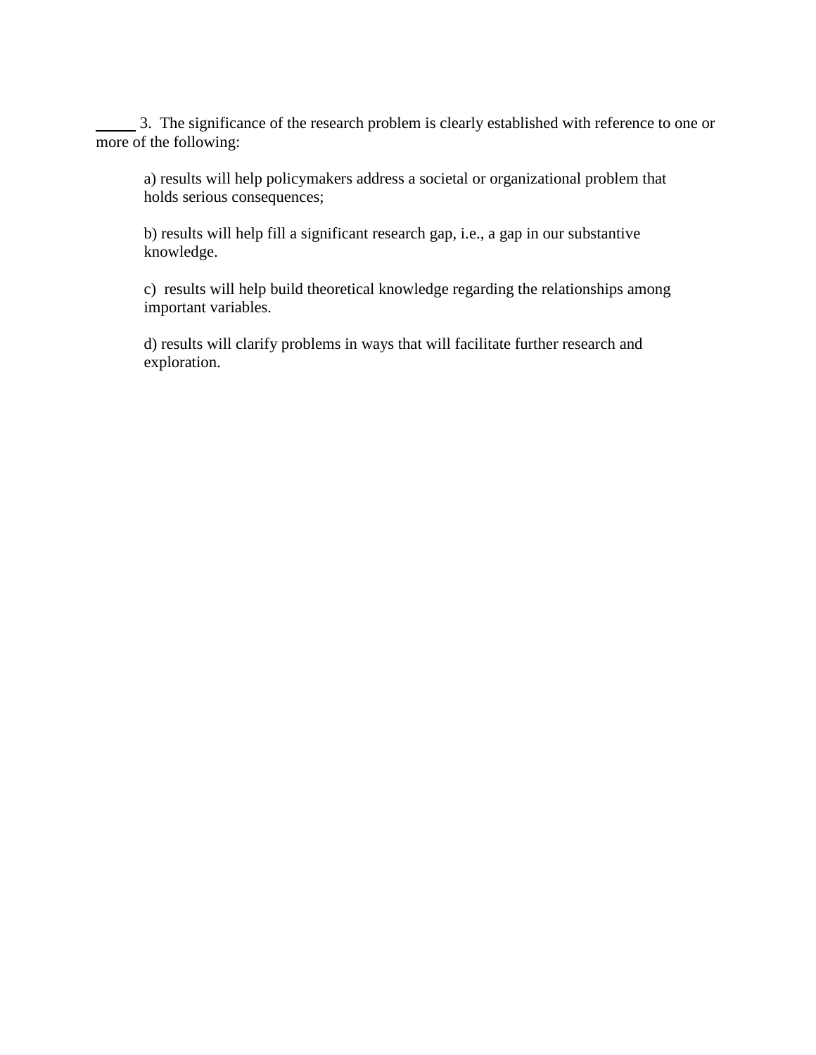_____ 3. The significance of the research problem is clearly established with reference to one or more of the following:

> a) results will help policymakers address a societal or organizational problem that holds serious consequences;
>
> b) results will help fill a significant research gap, i.e., a gap in our substantive knowledge.
>
> c) results will help build theoretical knowledge regarding the relationships among important variables.
>
> d) results will clarify problems in ways that will facilitate further research and exploration.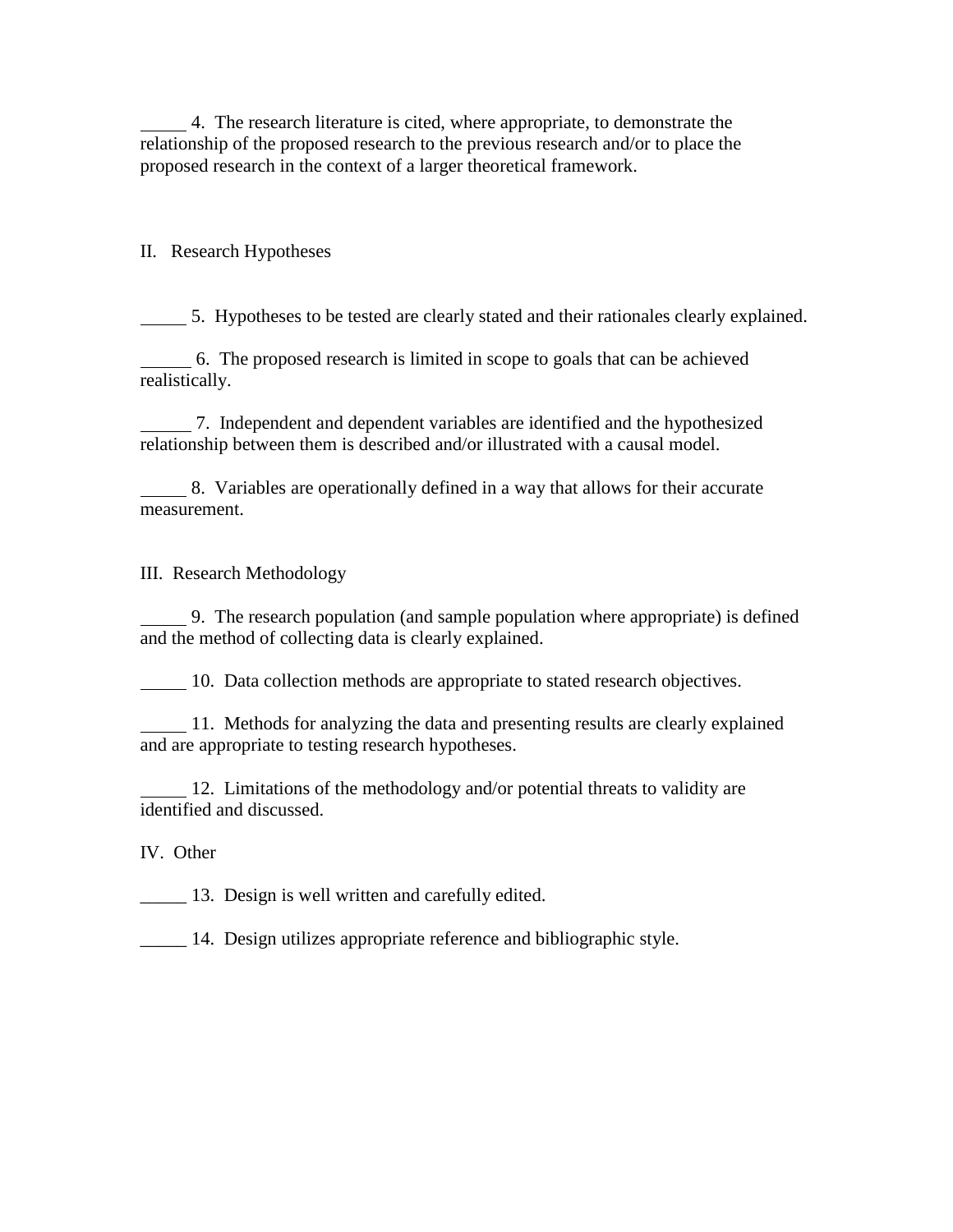_____ 4. The research literature is cited, where appropriate, to demonstrate the relationship of the proposed research to the previous research and/or to place the proposed research in the context of a larger theoretical framework.

II. Research Hypotheses

_____ 5. Hypotheses to be tested are clearly stated and their rationales clearly explained.

_____ 6. The proposed research is limited in scope to goals that can be achieved realistically.

_____ 7. Independent and dependent variables are identified and the hypothesized relationship between them is described and/or illustrated with a causal model.

_____ 8. Variables are operationally defined in a way that allows for their accurate measurement.

III. Research Methodology

_____ 9. The research population (and sample population where appropriate) is defined and the method of collecting data is clearly explained.

_____ 10. Data collection methods are appropriate to stated research objectives.

_____ 11. Methods for analyzing the data and presenting results are clearly explained and are appropriate to testing research hypotheses.

_____ 12. Limitations of the methodology and/or potential threats to validity are identified and discussed.

IV. Other

_____ 13. Design is well written and carefully edited.

_____ 14. Design utilizes appropriate reference and bibliographic style.